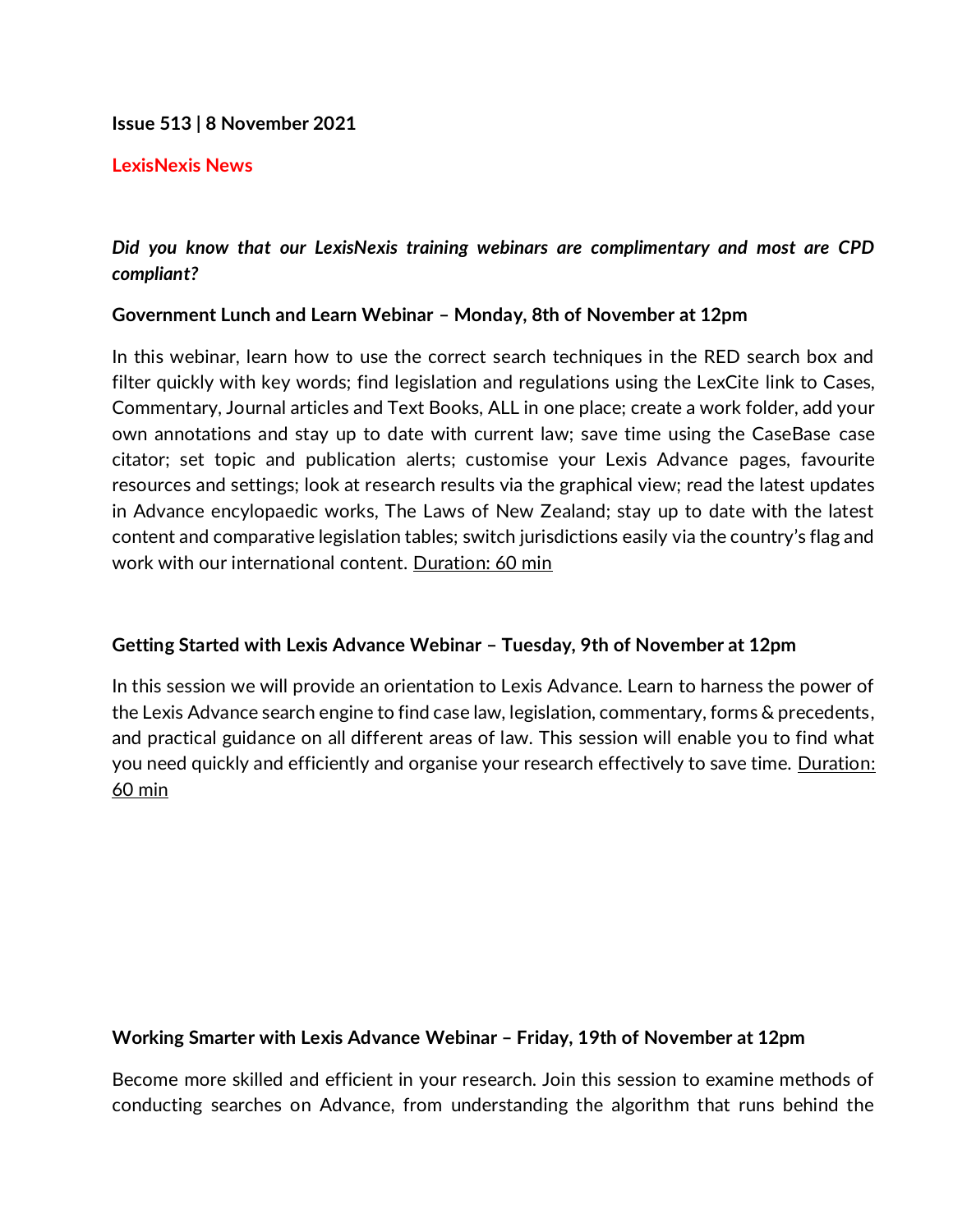**Issue 513 | 8 November 2021**

## LexisNexis News

***Did you know that our LexisNexis training webinars are complimentary and most are CPD compliant?***

**Government Lunch and Learn Webinar – Monday, 8th of November at 12pm**

In this webinar, learn how to use the correct search techniques in the RED search box and filter quickly with key words; find legislation and regulations using the LexCite link to Cases, Commentary, Journal articles and Text Books, ALL in one place; create a work folder, add your own annotations and stay up to date with current law; save time using the CaseBase case citator; set topic and publication alerts; customise your Lexis Advance pages, favourite resources and settings; look at research results via the graphical view; read the latest updates in Advance encylopaedic works, The Laws of New Zealand; stay up to date with the latest content and comparative legislation tables; switch jurisdictions easily via the country's flag and work with our international content. Duration: 60 min

**Getting Started with Lexis Advance Webinar – Tuesday, 9th of November at 12pm**

In this session we will provide an orientation to Lexis Advance. Learn to harness the power of the Lexis Advance search engine to find case law, legislation, commentary, forms & precedents, and practical guidance on all different areas of law. This session will enable you to find what you need quickly and efficiently and organise your research effectively to save time. Duration: 60 min

**Working Smarter with Lexis Advance Webinar – Friday, 19th of November at 12pm**

Become more skilled and efficient in your research. Join this session to examine methods of conducting searches on Advance, from understanding the algorithm that runs behind the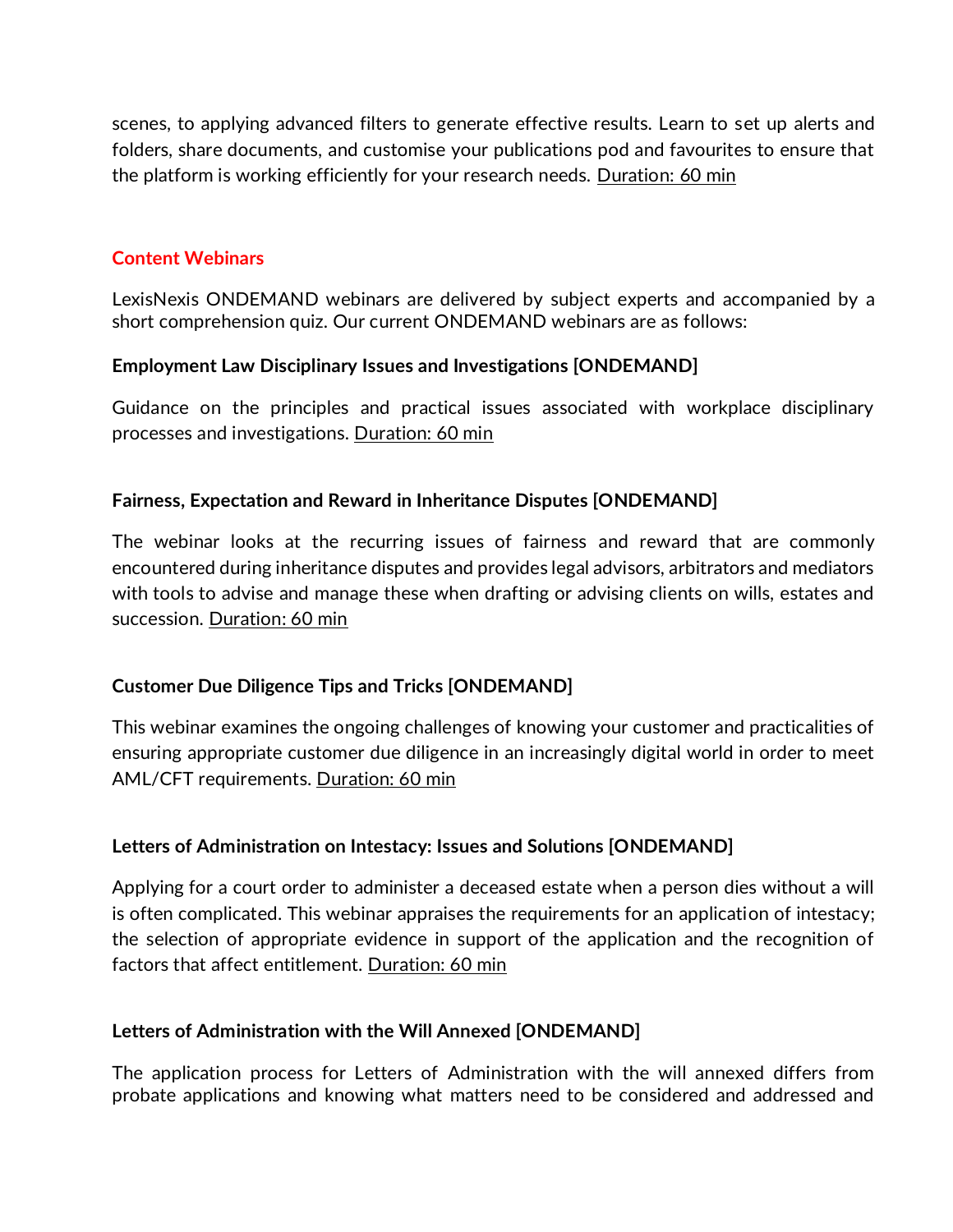scenes, to applying advanced filters to generate effective results. Learn to set up alerts and folders, share documents, and customise your publications pod and favourites to ensure that the platform is working efficiently for your research needs. <u>Duration: 60 min</u>

## Content Webinars

LexisNexis ONDEMAND webinars are delivered by subject experts and accompanied by a short comprehension quiz. Our current ONDEMAND webinars are as follows:

**Employment Law Disciplinary Issues and Investigations [ONDEMAND]**

Guidance on the principles and practical issues associated with workplace disciplinary processes and investigations. <u>Duration: 60 min</u>

**Fairness, Expectation and Reward in Inheritance Disputes [ONDEMAND]**

The webinar looks at the recurring issues of fairness and reward that are commonly encountered during inheritance disputes and provides legal advisors, arbitrators and mediators with tools to advise and manage these when drafting or advising clients on wills, estates and succession. <u>Duration: 60 min</u>

**Customer Due Diligence Tips and Tricks [ONDEMAND]**

This webinar examines the ongoing challenges of knowing your customer and practicalities of ensuring appropriate customer due diligence in an increasingly digital world in order to meet AML/CFT requirements. <u>Duration: 60 min</u>

**Letters of Administration on Intestacy: Issues and Solutions [ONDEMAND]**

Applying for a court order to administer a deceased estate when a person dies without a will is often complicated. This webinar appraises the requirements for an application of intestacy; the selection of appropriate evidence in support of the application and the recognition of factors that affect entitlement. <u>Duration: 60 min</u>

**Letters of Administration with the Will Annexed [ONDEMAND]**

The application process for Letters of Administration with the will annexed differs from probate applications and knowing what matters need to be considered and addressed and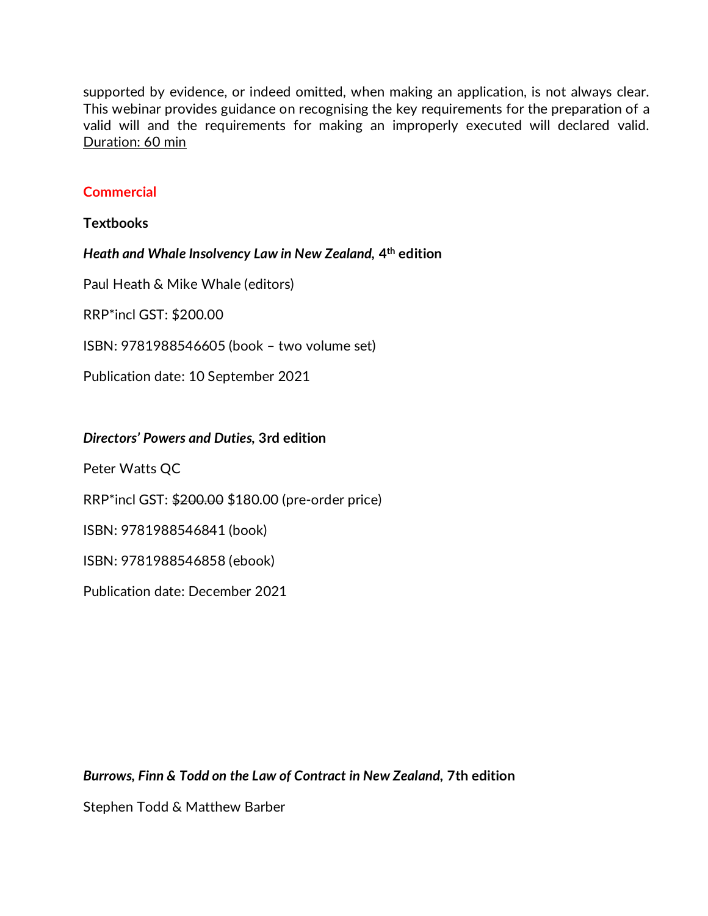supported by evidence, or indeed omitted, when making an application, is not always clear. This webinar provides guidance on recognising the key requirements for the preparation of a valid will and the requirements for making an improperly executed will declared valid. Duration: 60 min

## Commercial

### Textbooks

***Heath and Whale Insolvency Law in New Zealand*, 4th edition**

Paul Heath & Mike Whale (editors)

RRP*incl GST: $200.00

ISBN: 9781988546605 (book – two volume set)

Publication date: 10 September 2021

***Directors' Powers and Duties*, 3rd edition**

Peter Watts QC

RRP*incl GST: ~~$200.00~~ $180.00 (pre-order price)

ISBN: 9781988546841 (book)

ISBN: 9781988546858 (ebook)

Publication date: December 2021

***Burrows, Finn & Todd on the Law of Contract in New Zealand*, 7th edition**

Stephen Todd & Matthew Barber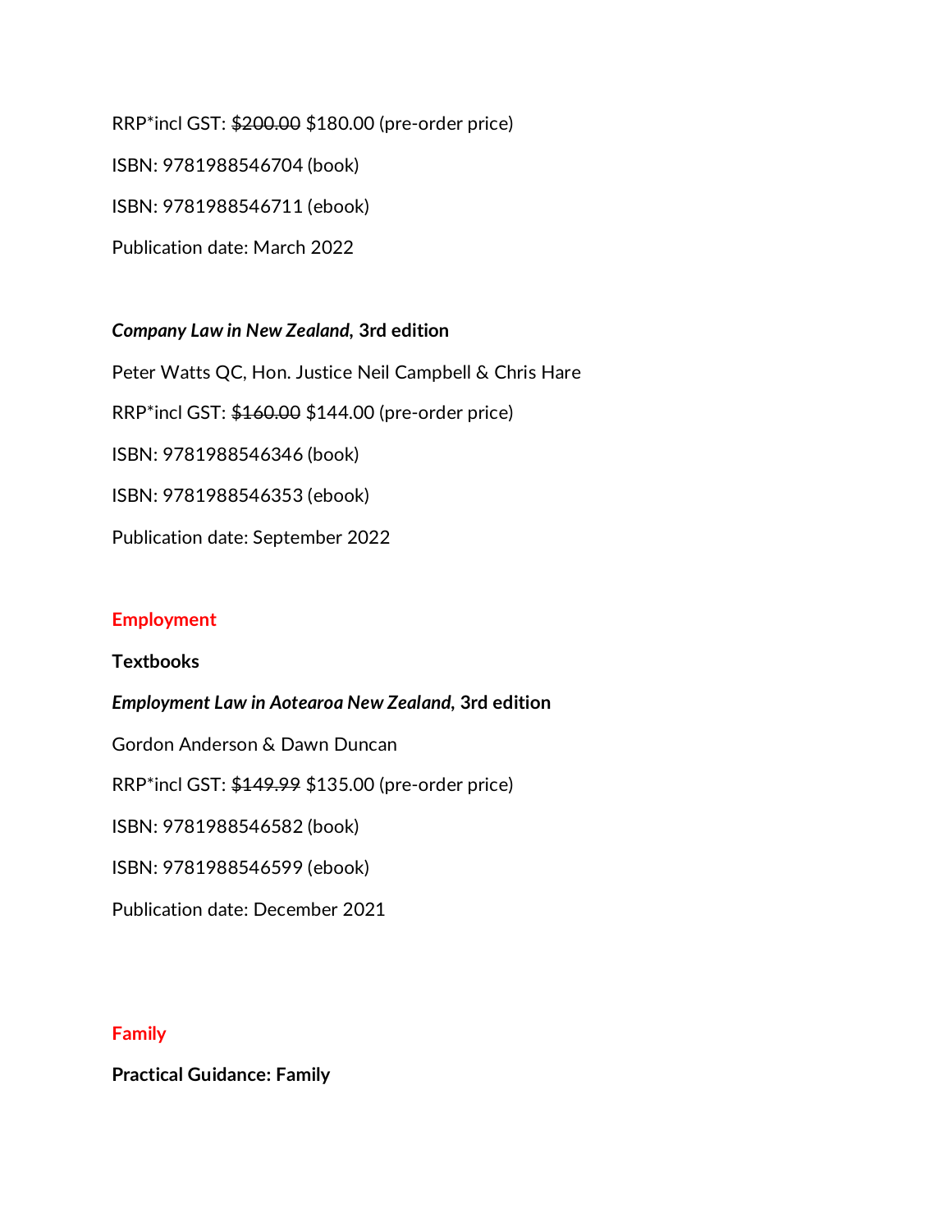RRP*incl GST: ~~$200.00~~ $180.00 (pre-order price)

ISBN: 9781988546704 (book)

ISBN: 9781988546711 (ebook)

Publication date: March 2022

***Company Law in New Zealand*, 3rd edition**

Peter Watts QC, Hon. Justice Neil Campbell & Chris Hare

RRP*incl GST: ~~$160.00~~ $144.00 (pre-order price)

ISBN: 9781988546346 (book)

ISBN: 9781988546353 (ebook)

Publication date: September 2022

## Employment

**Textbooks**

***Employment Law in Aotearoa New Zealand*, 3rd edition**

Gordon Anderson & Dawn Duncan

RRP*incl GST: ~~$149.99~~ $135.00 (pre-order price)

ISBN: 9781988546582 (book)

ISBN: 9781988546599 (ebook)

Publication date: December 2021

## Family

**Practical Guidance: Family**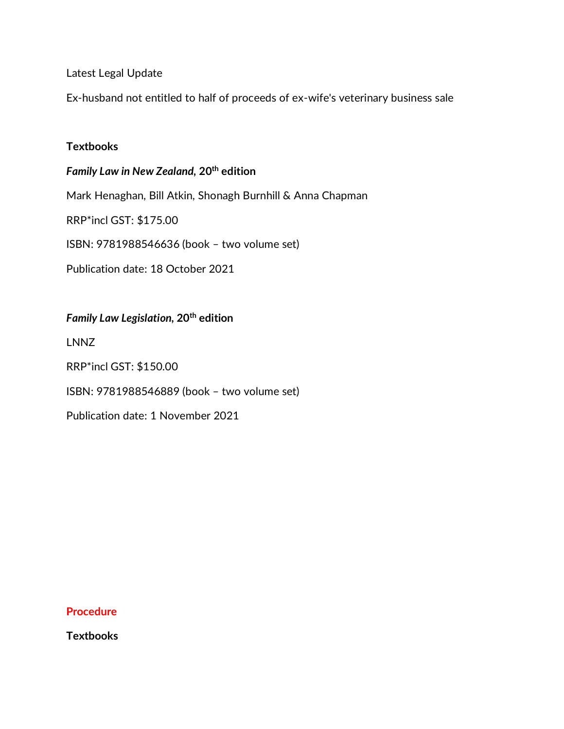Latest Legal Update

Ex-husband not entitled to half of proceeds of ex-wife's veterinary business sale

**Textbooks**

***Family Law in New Zealand*, 20th edition**

Mark Henaghan, Bill Atkin, Shonagh Burnhill & Anna Chapman

RRP*incl GST: $175.00

ISBN: 9781988546636 (book – two volume set)

Publication date: 18 October 2021

***Family Law Legislation*, 20th edition**

LNNZ

RRP*incl GST: $150.00

ISBN: 9781988546889 (book – two volume set)

Publication date: 1 November 2021

**Procedure**

**Textbooks**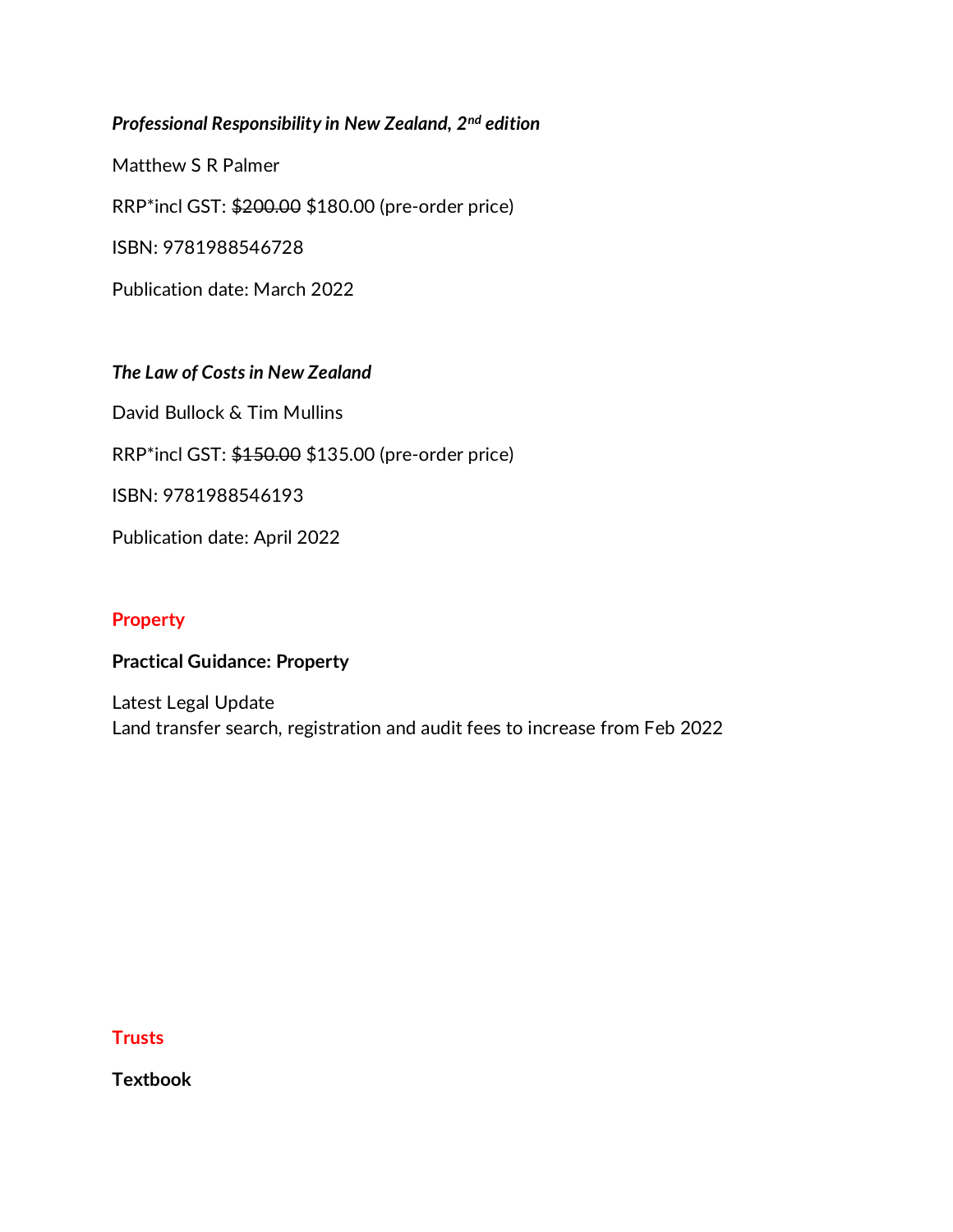***Professional Responsibility in New Zealand, 2nd edition***

Matthew S R Palmer

RRP*incl GST: ~~$200.00~~ $180.00 (pre-order price)

ISBN: 9781988546728

Publication date: March 2022

***The Law of Costs in New Zealand***

David Bullock & Tim Mullins

RRP*incl GST: ~~$150.00~~ $135.00 (pre-order price)

ISBN: 9781988546193

Publication date: April 2022

## Property

**Practical Guidance: Property**

Latest Legal Update
Land transfer search, registration and audit fees to increase from Feb 2022

## Trusts

**Textbook**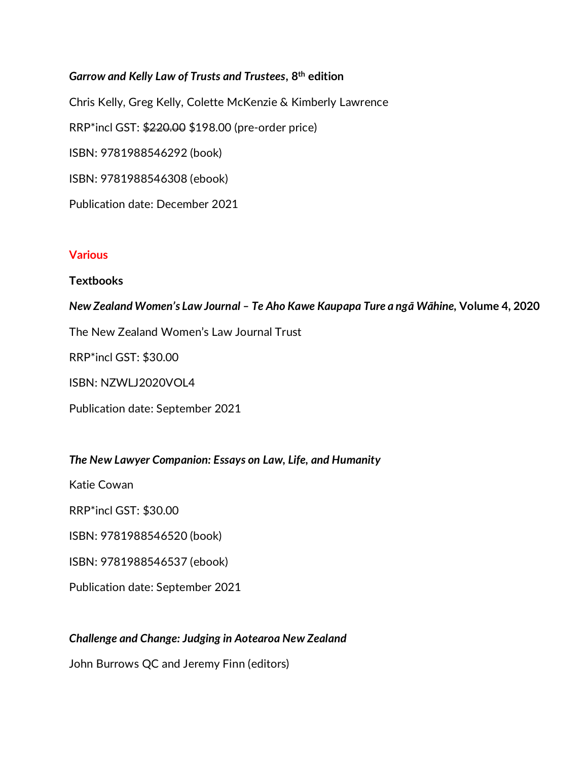***Garrow and Kelly Law of Trusts and Trustees*, 8th edition**

Chris Kelly, Greg Kelly, Colette McKenzie & Kimberly Lawrence

RRP*incl GST: ~~$220.00~~ $198.00 (pre-order price)

ISBN: 9781988546292 (book)

ISBN: 9781988546308 (ebook)

Publication date: December 2021

## Various

### Textbooks

***New Zealand Women's Law Journal – Te Aho Kawe Kaupapa Ture a ngā Wāhine*, Volume 4, 2020**

The New Zealand Women's Law Journal Trust

RRP*incl GST: $30.00

ISBN: NZWLJ2020VOL4

Publication date: September 2021

***The New Lawyer Companion: Essays on Law, Life, and Humanity***

Katie Cowan

RRP*incl GST: $30.00

ISBN: 9781988546520 (book)

ISBN: 9781988546537 (ebook)

Publication date: September 2021

***Challenge and Change: Judging in Aotearoa New Zealand***

John Burrows QC and Jeremy Finn (editors)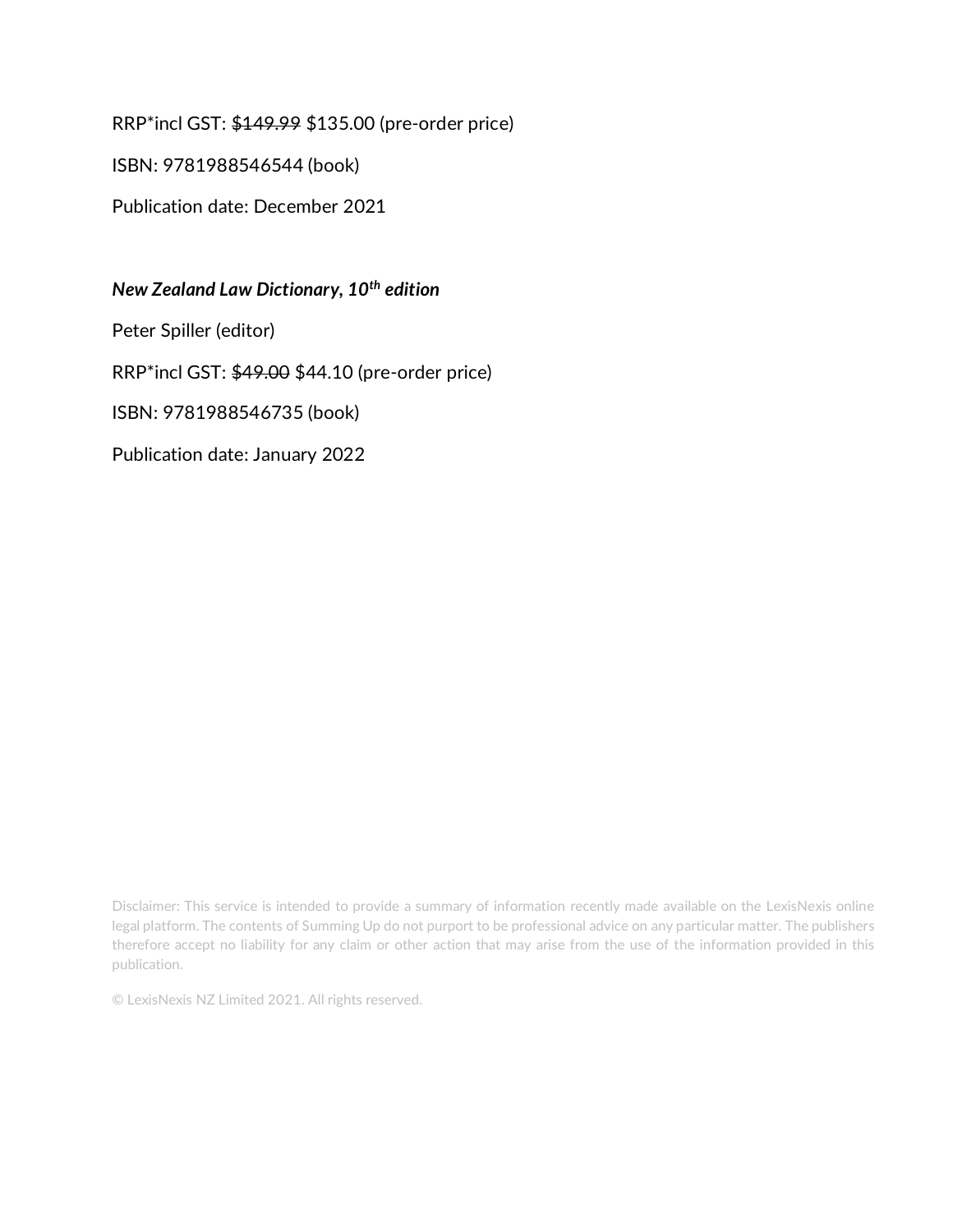RRP*incl GST: ~~$149.99~~ $135.00 (pre-order price)

ISBN: 9781988546544 (book)

Publication date: December 2021

***New Zealand Law Dictionary, 10th edition***

Peter Spiller (editor)

RRP*incl GST: ~~$49.00~~ $44.10 (pre-order price)

ISBN: 9781988546735 (book)

Publication date: January 2022

Disclaimer: This service is intended to provide a summary of information recently made available on the LexisNexis online legal platform. The contents of Summing Up do not purport to be professional advice on any particular matter. The publishers therefore accept no liability for any claim or other action that may arise from the use of the information provided in this publication.

© LexisNexis NZ Limited 2021. All rights reserved.